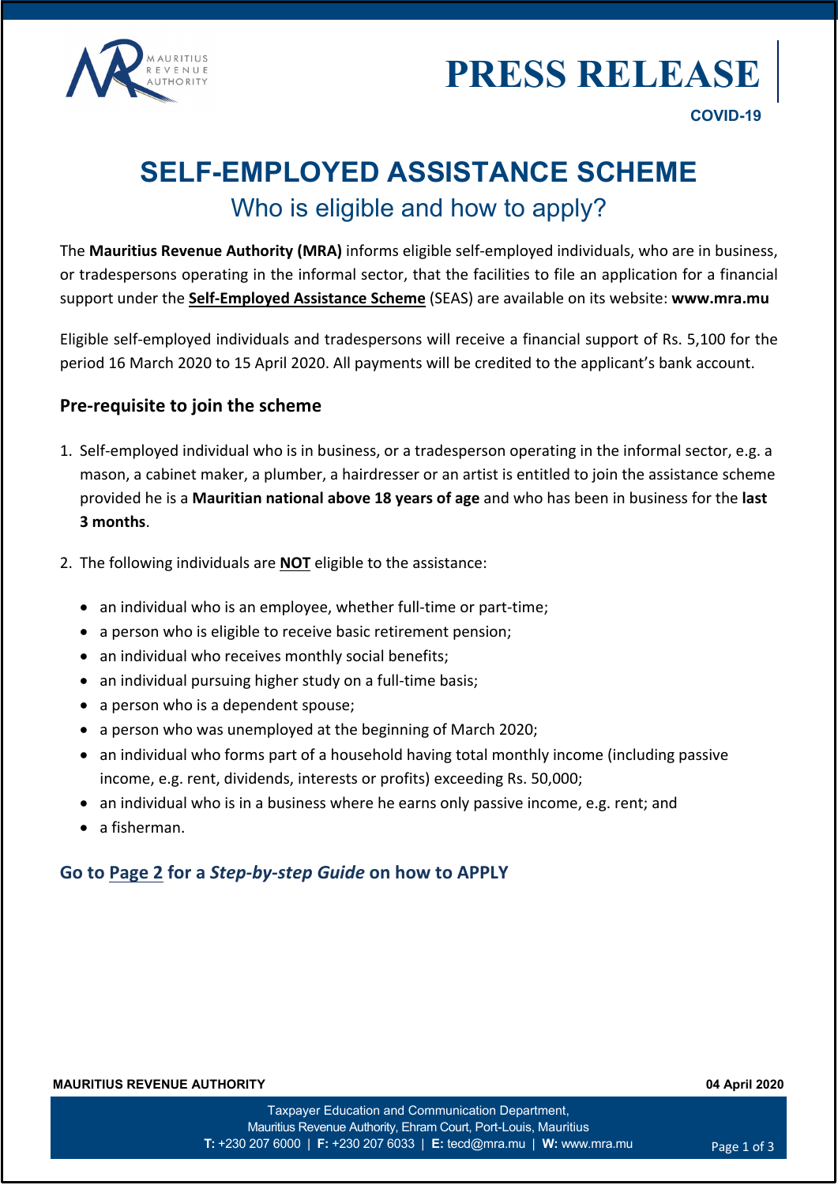# PRESS RELEASE

**COVID-19**

## SELF-EMPLOYED ASSISTANCE SCHEME

### Who is eligible and how to apply?

The **Mauritius Revenue Authority (MRA)** informs eligible self-employed individuals, who are in business, or tradespersons operating in the informal sector, that the facilities to file an application for a financial support under the **Self-Employed Assistance Scheme** (SEAS) are available on its website: **www.mra.mu**

Eligible self-employed individuals and tradespersons will receive a financial support of Rs. 5,100 for the period 16 March 2020 to 15 April 2020. All payments will be credited to the applicant's bank account.

### Pre-requisite to join the scheme

1. Self-employed individual who is in business, or a tradesperson operating in the informal sector, e.g. a mason, a cabinet maker, a plumber, a hairdresser or an artist is entitled to join the assistance scheme provided he is a **Mauritian national above 18 years of age** and who has been in business for the **last 3 months**.

2. The following individuals are **NOT** eligible to the assistance:

   - an individual who is an employee, whether full-time or part-time;
   - a person who is eligible to receive basic retirement pension;
   - an individual who receives monthly social benefits;
   - an individual pursuing higher study on a full-time basis;
   - a person who is a dependent spouse;
   - a person who was unemployed at the beginning of March 2020;
   - an individual who forms part of a household having total monthly income (including passive income, e.g. rent, dividends, interests or profits) exceeding Rs. 50,000;
   - an individual who is in a business where he earns only passive income, e.g. rent; and
   - a fisherman.

**Go to Page 2 for a *Step-by-step Guide* on how to APPLY**

**MAURITIUS REVENUE AUTHORITY** — **04 April 2020**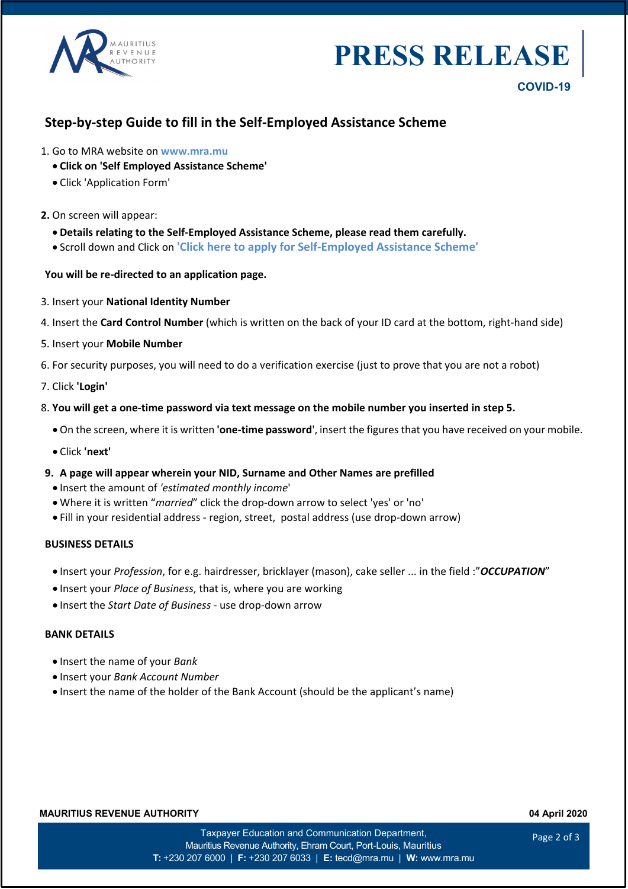# PRESS RELEASE

**COVID-19**

## Step-by-step Guide to fill in the Self-Employed Assistance Scheme

1. Go to MRA website on **www.mra.mu**
   - **Click on 'Self Employed Assistance Scheme'**
   - Click 'Application Form'

2. On screen will appear:
   - **Details relating to the Self-Employed Assistance Scheme, please read them carefully.**
   - Scroll down and Click on **'Click here to apply for Self-Employed Assistance Scheme'**

**You will be re-directed to an application page.**

3. Insert your **National Identity Number**
4. Insert the **Card Control Number** (which is written on the back of your ID card at the bottom, right-hand side)
5. Insert your **Mobile Number**
6. For security purposes, you will need to do a verification exercise (just to prove that you are not a robot)
7. Click **'Login'**
8. **You will get a one-time password via text message on the mobile number you inserted in step 5.**
   - On the screen, where it is written **'one-time password**', insert the figures that you have received on your mobile.
   - Click **'next'**
9. **A page will appear wherein your NID, Surname and Other Names are prefilled**
   - Insert the amount of *'estimated monthly income*'
   - Where it is written "*married*" click the drop-down arrow to select 'yes' or 'no'
   - Fill in your residential address - region, street, postal address (use drop-down arrow)

**BUSINESS DETAILS**

- Insert your *Profession*, for e.g. hairdresser, bricklayer (mason), cake seller ... in the field :"***OCCUPATION***"
- Insert your *Place of Business*, that is, where you are working
- Insert the *Start Date of Business* - use drop-down arrow

**BANK DETAILS**

- Insert the name of your *Bank*
- Insert your *Bank Account Number*
- Insert the name of the holder of the Bank Account (should be the applicant's name)

**MAURITIUS REVENUE AUTHORITY** **04 April 2020**

Taxpayer Education and Communication Department,
Mauritius Revenue Authority, Ehram Court, Port-Louis, Mauritius
**T:** +230 207 6000 | **F:** +230 207 6033 | **E:** tecd@mra.mu | **W:** www.mra.mu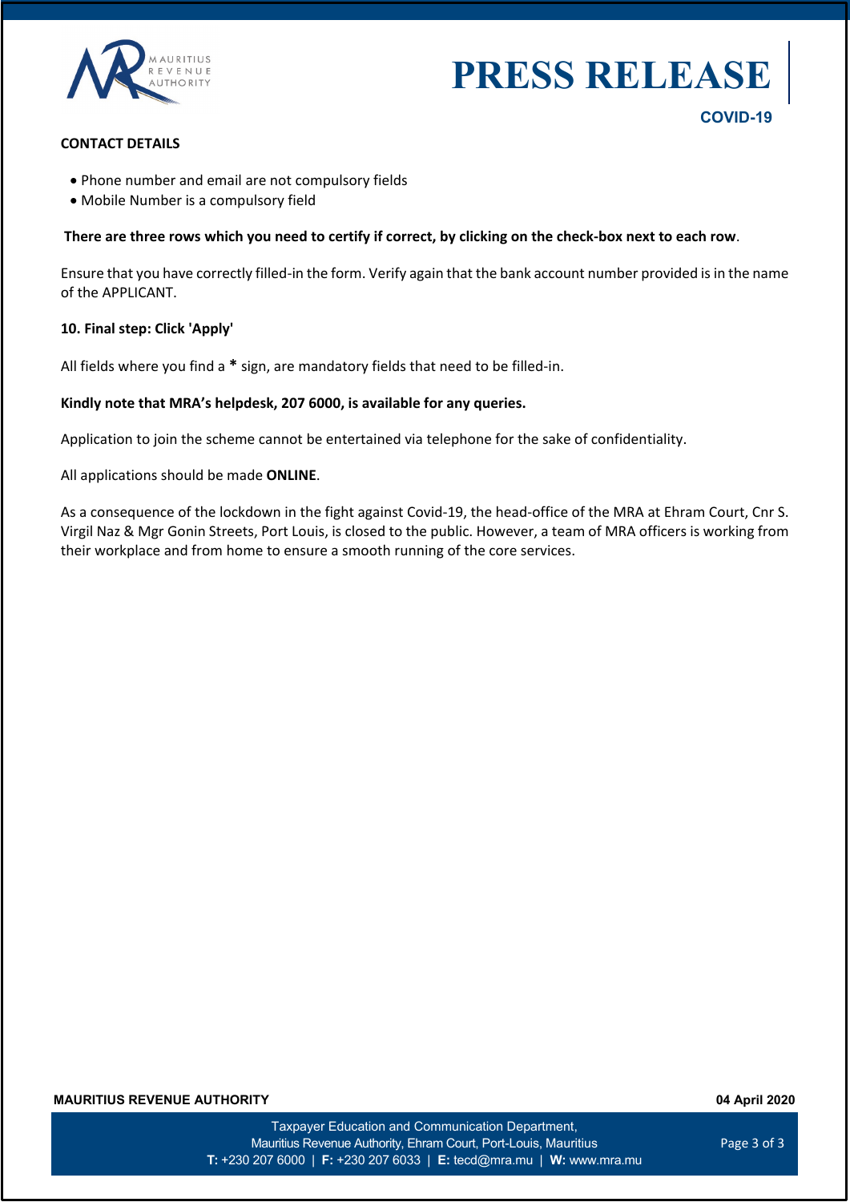**CONTACT DETAILS**

- Phone number and email are not compulsory fields
- Mobile Number is a compulsory field

**There are three rows which you need to certify if correct, by clicking on the check-box next to each row**.

Ensure that you have correctly filled-in the form. Verify again that the bank account number provided is in the name of the APPLICANT.

**10. Final step: Click 'Apply'**

All fields where you find a **\*** sign, are mandatory fields that need to be filled-in.

**Kindly note that MRA's helpdesk, 207 6000, is available for any queries.**

Application to join the scheme cannot be entertained via telephone for the sake of confidentiality.

All applications should be made **ONLINE**.

As a consequence of the lockdown in the fight against Covid-19, the head-office of the MRA at Ehram Court, Cnr S. Virgil Naz & Mgr Gonin Streets, Port Louis, is closed to the public. However, a team of MRA officers is working from their workplace and from home to ensure a smooth running of the core services.

**MAURITIUS REVENUE AUTHORITY**

**04 April 2020**